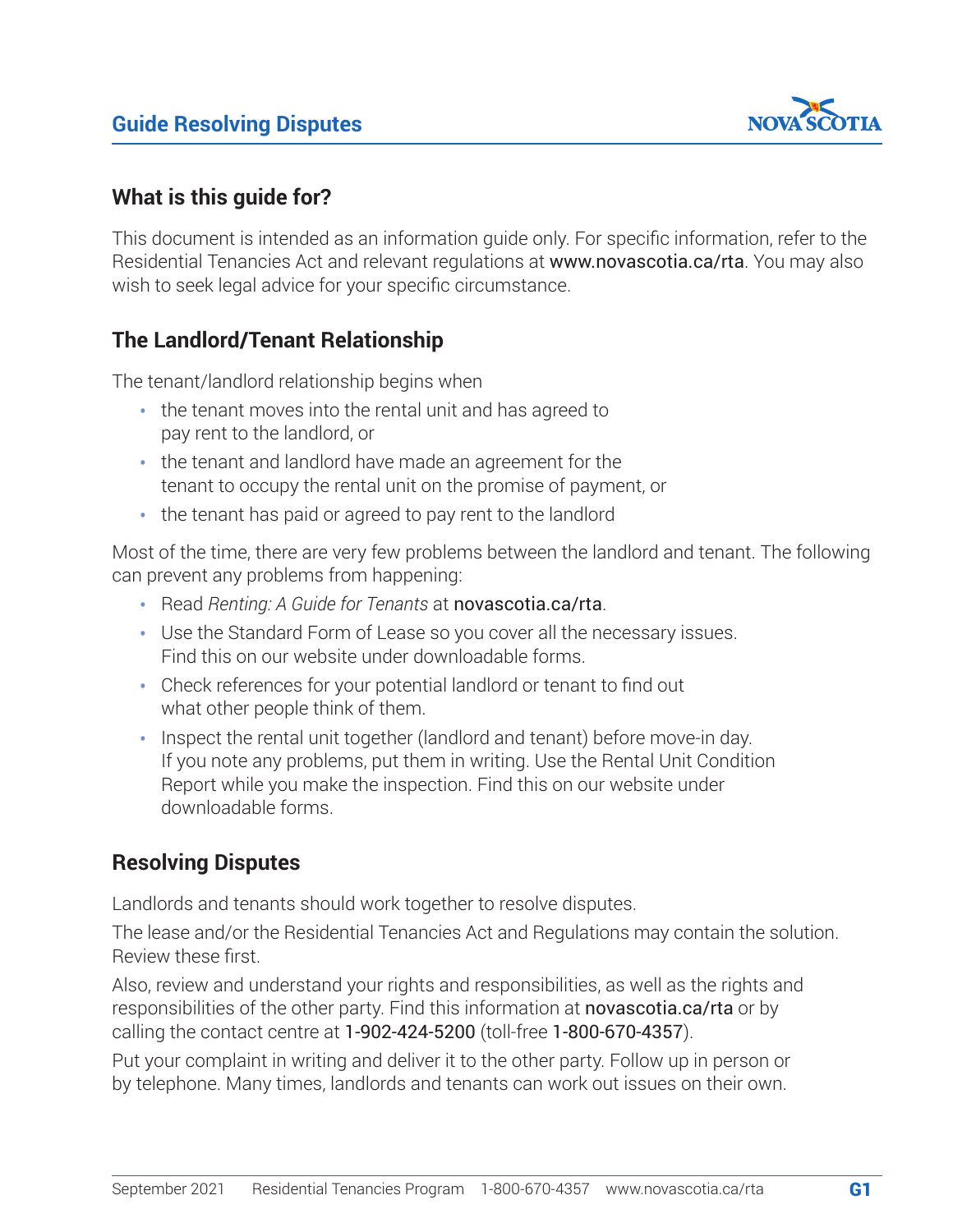# Guide Resolving Disputes

## What is this guide for?

This document is intended as an information guide only. For specific information, refer to the Residential Tenancies Act and relevant regulations at www.novascotia.ca/rta. You may also wish to seek legal advice for your specific circumstance.

## The Landlord/Tenant Relationship

The tenant/landlord relationship begins when

- the tenant moves into the rental unit and has agreed to pay rent to the landlord, or
- the tenant and landlord have made an agreement for the tenant to occupy the rental unit on the promise of payment, or
- the tenant has paid or agreed to pay rent to the landlord

Most of the time, there are very few problems between the landlord and tenant. The following can prevent any problems from happening:

- Read *Renting: A Guide for Tenants* at novascotia.ca/rta.
- Use the Standard Form of Lease so you cover all the necessary issues. Find this on our website under downloadable forms.
- Check references for your potential landlord or tenant to find out what other people think of them.
- Inspect the rental unit together (landlord and tenant) before move-in day. If you note any problems, put them in writing. Use the Rental Unit Condition Report while you make the inspection. Find this on our website under downloadable forms.

## Resolving Disputes

Landlords and tenants should work together to resolve disputes.

The lease and/or the Residential Tenancies Act and Regulations may contain the solution. Review these first.

Also, review and understand your rights and responsibilities, as well as the rights and responsibilities of the other party. Find this information at novascotia.ca/rta or by calling the contact centre at 1-902-424-5200 (toll-free 1-800-670-4357).

Put your complaint in writing and deliver it to the other party. Follow up in person or by telephone. Many times, landlords and tenants can work out issues on their own.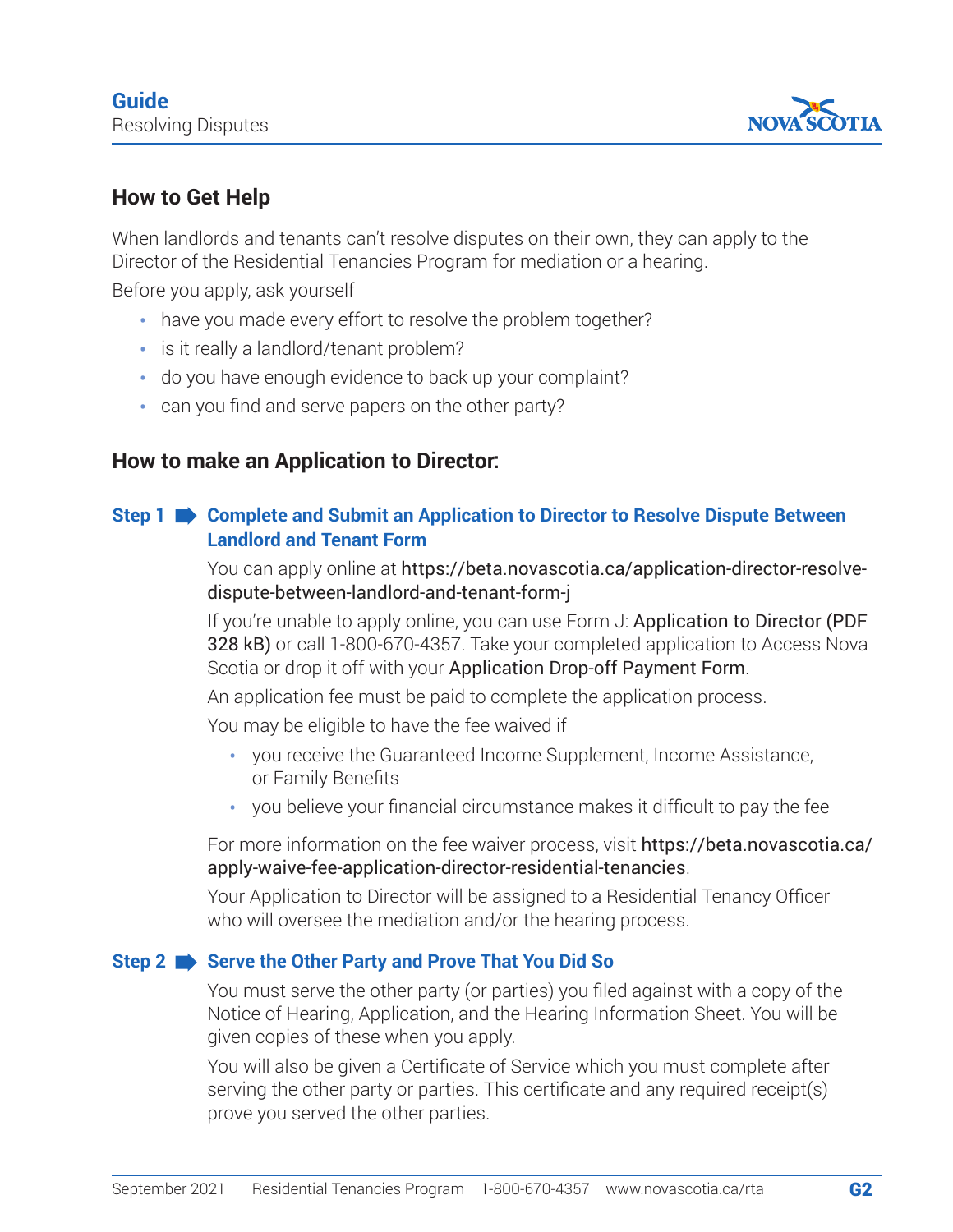## How to Get Help

When landlords and tenants can't resolve disputes on their own, they can apply to the Director of the Residential Tenancies Program for mediation or a hearing.

Before you apply, ask yourself

- have you made every effort to resolve the problem together?
- is it really a landlord/tenant problem?
- do you have enough evidence to back up your complaint?
- can you find and serve papers on the other party?

## How to make an Application to Director:

### Step 1 ➡ Complete and Submit an Application to Director to Resolve Dispute Between Landlord and Tenant Form

You can apply online at https://beta.novascotia.ca/application-director-resolve-dispute-between-landlord-and-tenant-form-j

If you're unable to apply online, you can use Form J: Application to Director (PDF 328 kB) or call 1-800-670-4357. Take your completed application to Access Nova Scotia or drop it off with your Application Drop-off Payment Form.

An application fee must be paid to complete the application process.

You may be eligible to have the fee waived if

- you receive the Guaranteed Income Supplement, Income Assistance, or Family Benefits
- you believe your financial circumstance makes it difficult to pay the fee

For more information on the fee waiver process, visit https://beta.novascotia.ca/apply-waive-fee-application-director-residential-tenancies.

Your Application to Director will be assigned to a Residential Tenancy Officer who will oversee the mediation and/or the hearing process.

### Step 2 ➡ Serve the Other Party and Prove That You Did So

You must serve the other party (or parties) you filed against with a copy of the Notice of Hearing, Application, and the Hearing Information Sheet. You will be given copies of these when you apply.

You will also be given a Certificate of Service which you must complete after serving the other party or parties. This certificate and any required receipt(s) prove you served the other parties.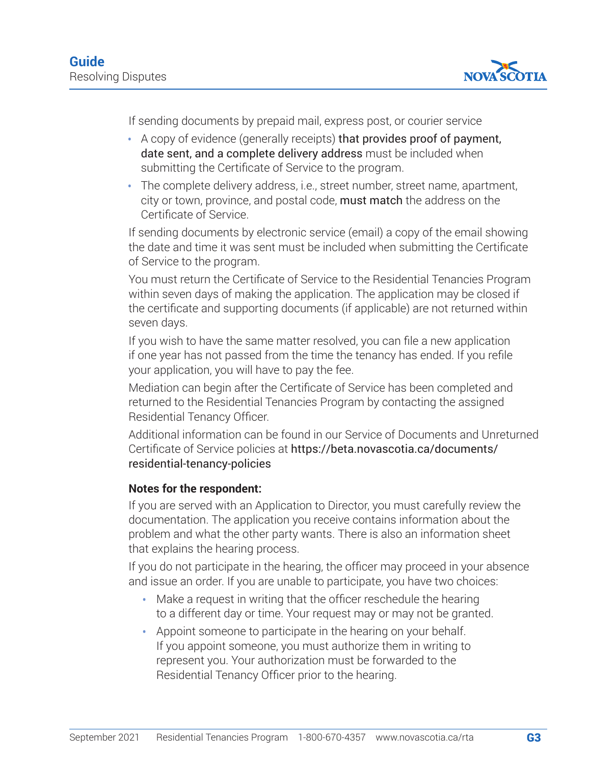If sending documents by prepaid mail, express post, or courier service

- A copy of evidence (generally receipts) **that provides proof of payment, date sent, and a complete delivery address** must be included when submitting the Certificate of Service to the program.
- The complete delivery address, i.e., street number, street name, apartment, city or town, province, and postal code, **must match** the address on the Certificate of Service.

If sending documents by electronic service (email) a copy of the email showing the date and time it was sent must be included when submitting the Certificate of Service to the program.

You must return the Certificate of Service to the Residential Tenancies Program within seven days of making the application. The application may be closed if the certificate and supporting documents (if applicable) are not returned within seven days.

If you wish to have the same matter resolved, you can file a new application if one year has not passed from the time the tenancy has ended. If you refile your application, you will have to pay the fee.

Mediation can begin after the Certificate of Service has been completed and returned to the Residential Tenancies Program by contacting the assigned Residential Tenancy Officer.

Additional information can be found in our Service of Documents and Unreturned Certificate of Service policies at https://beta.novascotia.ca/documents/residential-tenancy-policies

**Notes for the respondent:**

If you are served with an Application to Director, you must carefully review the documentation. The application you receive contains information about the problem and what the other party wants. There is also an information sheet that explains the hearing process.

If you do not participate in the hearing, the officer may proceed in your absence and issue an order. If you are unable to participate, you have two choices:

- Make a request in writing that the officer reschedule the hearing to a different day or time. Your request may or may not be granted.
- Appoint someone to participate in the hearing on your behalf. If you appoint someone, you must authorize them in writing to represent you. Your authorization must be forwarded to the Residential Tenancy Officer prior to the hearing.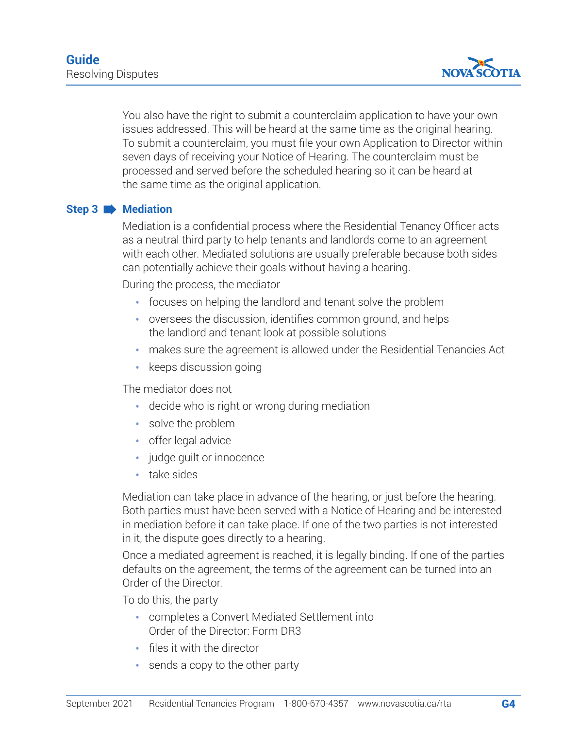You also have the right to submit a counterclaim application to have your own issues addressed. This will be heard at the same time as the original hearing. To submit a counterclaim, you must file your own Application to Director within seven days of receiving your Notice of Hearing. The counterclaim must be processed and served before the scheduled hearing so it can be heard at the same time as the original application.

## Step 3 ➡ Mediation

Mediation is a confidential process where the Residential Tenancy Officer acts as a neutral third party to help tenants and landlords come to an agreement with each other. Mediated solutions are usually preferable because both sides can potentially achieve their goals without having a hearing.

During the process, the mediator

- focuses on helping the landlord and tenant solve the problem
- oversees the discussion, identifies common ground, and helps the landlord and tenant look at possible solutions
- makes sure the agreement is allowed under the Residential Tenancies Act
- keeps discussion going

The mediator does not

- decide who is right or wrong during mediation
- solve the problem
- offer legal advice
- judge guilt or innocence
- take sides

Mediation can take place in advance of the hearing, or just before the hearing. Both parties must have been served with a Notice of Hearing and be interested in mediation before it can take place. If one of the two parties is not interested in it, the dispute goes directly to a hearing.

Once a mediated agreement is reached, it is legally binding. If one of the parties defaults on the agreement, the terms of the agreement can be turned into an Order of the Director.

To do this, the party

- completes a Convert Mediated Settlement into Order of the Director: Form DR3
- files it with the director
- sends a copy to the other party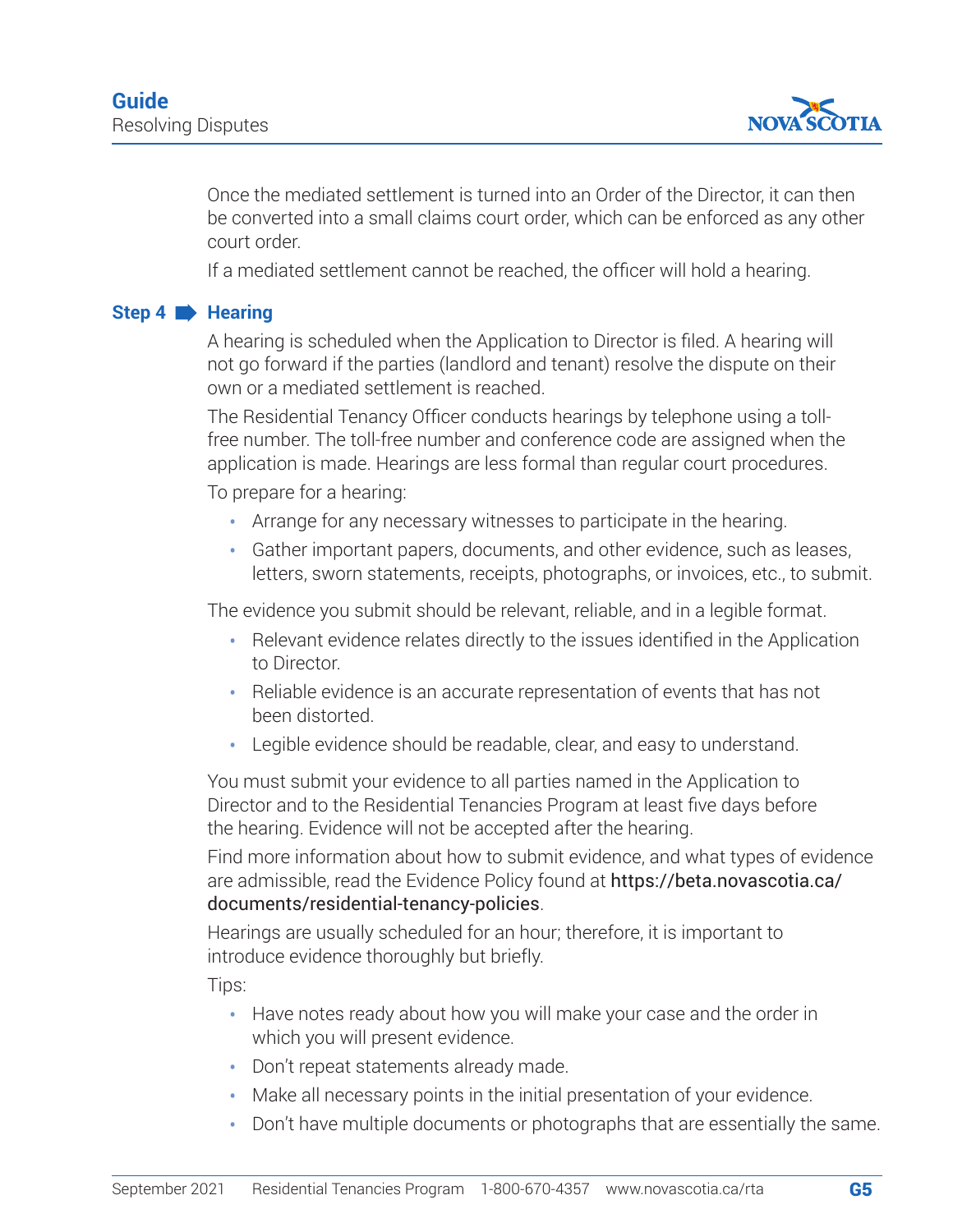Once the mediated settlement is turned into an Order of the Director, it can then be converted into a small claims court order, which can be enforced as any other court order.

If a mediated settlement cannot be reached, the officer will hold a hearing.

## Step 4 ➡ Hearing

A hearing is scheduled when the Application to Director is filed. A hearing will not go forward if the parties (landlord and tenant) resolve the dispute on their own or a mediated settlement is reached.

The Residential Tenancy Officer conducts hearings by telephone using a toll-free number. The toll-free number and conference code are assigned when the application is made. Hearings are less formal than regular court procedures.

To prepare for a hearing:

- Arrange for any necessary witnesses to participate in the hearing.
- Gather important papers, documents, and other evidence, such as leases, letters, sworn statements, receipts, photographs, or invoices, etc., to submit.

The evidence you submit should be relevant, reliable, and in a legible format.

- Relevant evidence relates directly to the issues identified in the Application to Director.
- Reliable evidence is an accurate representation of events that has not been distorted.
- Legible evidence should be readable, clear, and easy to understand.

You must submit your evidence to all parties named in the Application to Director and to the Residential Tenancies Program at least five days before the hearing. Evidence will not be accepted after the hearing.

Find more information about how to submit evidence, and what types of evidence are admissible, read the Evidence Policy found at https://beta.novascotia.ca/documents/residential-tenancy-policies.

Hearings are usually scheduled for an hour; therefore, it is important to introduce evidence thoroughly but briefly.

Tips:

- Have notes ready about how you will make your case and the order in which you will present evidence.
- Don't repeat statements already made.
- Make all necessary points in the initial presentation of your evidence.
- Don't have multiple documents or photographs that are essentially the same.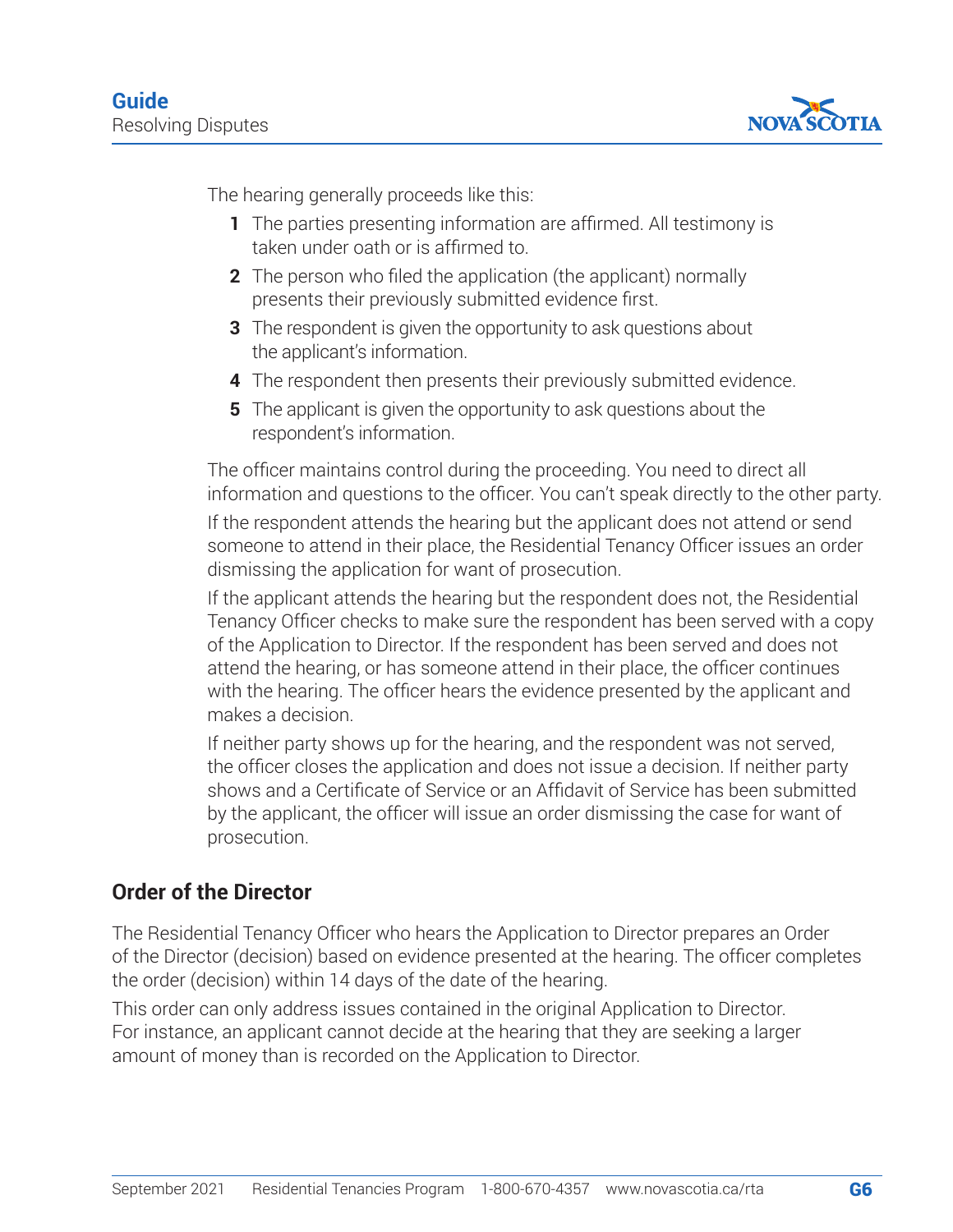The hearing generally proceeds like this:

1. The parties presenting information are affirmed. All testimony is taken under oath or is affirmed to.
2. The person who filed the application (the applicant) normally presents their previously submitted evidence first.
3. The respondent is given the opportunity to ask questions about the applicant's information.
4. The respondent then presents their previously submitted evidence.
5. The applicant is given the opportunity to ask questions about the respondent's information.

The officer maintains control during the proceeding. You need to direct all information and questions to the officer. You can't speak directly to the other party.

If the respondent attends the hearing but the applicant does not attend or send someone to attend in their place, the Residential Tenancy Officer issues an order dismissing the application for want of prosecution.

If the applicant attends the hearing but the respondent does not, the Residential Tenancy Officer checks to make sure the respondent has been served with a copy of the Application to Director. If the respondent has been served and does not attend the hearing, or has someone attend in their place, the officer continues with the hearing. The officer hears the evidence presented by the applicant and makes a decision.

If neither party shows up for the hearing, and the respondent was not served, the officer closes the application and does not issue a decision. If neither party shows and a Certificate of Service or an Affidavit of Service has been submitted by the applicant, the officer will issue an order dismissing the case for want of prosecution.

## Order of the Director

The Residential Tenancy Officer who hears the Application to Director prepares an Order of the Director (decision) based on evidence presented at the hearing. The officer completes the order (decision) within 14 days of the date of the hearing.

This order can only address issues contained in the original Application to Director. For instance, an applicant cannot decide at the hearing that they are seeking a larger amount of money than is recorded on the Application to Director.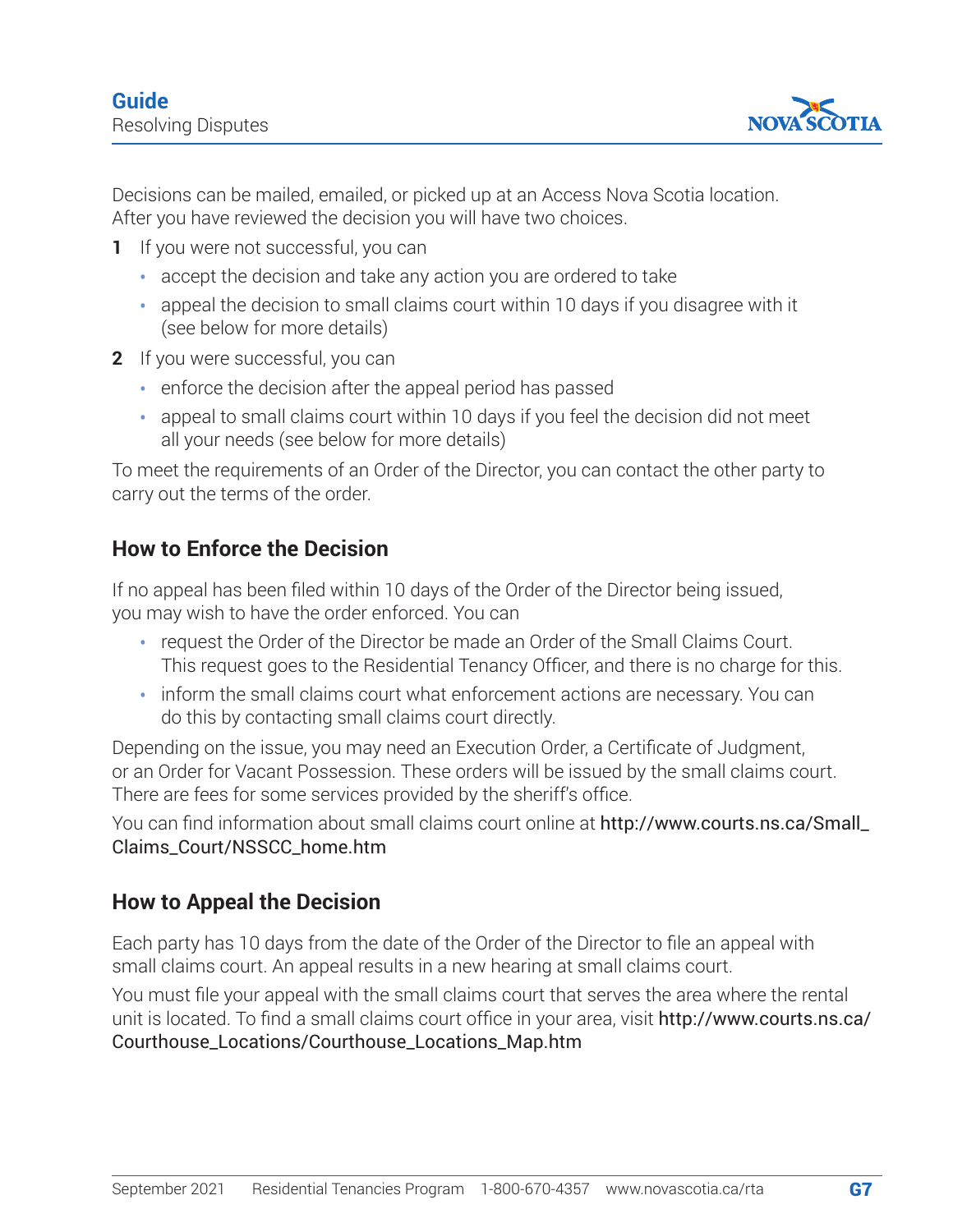Decisions can be mailed, emailed, or picked up at an Access Nova Scotia location. After you have reviewed the decision you will have two choices.

1. If you were not successful, you can
   - accept the decision and take any action you are ordered to take
   - appeal the decision to small claims court within 10 days if you disagree with it (see below for more details)
2. If you were successful, you can
   - enforce the decision after the appeal period has passed
   - appeal to small claims court within 10 days if you feel the decision did not meet all your needs (see below for more details)

To meet the requirements of an Order of the Director, you can contact the other party to carry out the terms of the order.

## How to Enforce the Decision

If no appeal has been filed within 10 days of the Order of the Director being issued, you may wish to have the order enforced. You can

- request the Order of the Director be made an Order of the Small Claims Court. This request goes to the Residential Tenancy Officer, and there is no charge for this.
- inform the small claims court what enforcement actions are necessary. You can do this by contacting small claims court directly.

Depending on the issue, you may need an Execution Order, a Certificate of Judgment, or an Order for Vacant Possession. These orders will be issued by the small claims court. There are fees for some services provided by the sheriff's office.

You can find information about small claims court online at http://www.courts.ns.ca/Small_Claims_Court/NSSCC_home.htm

## How to Appeal the Decision

Each party has 10 days from the date of the Order of the Director to file an appeal with small claims court. An appeal results in a new hearing at small claims court.

You must file your appeal with the small claims court that serves the area where the rental unit is located. To find a small claims court office in your area, visit http://www.courts.ns.ca/Courthouse_Locations/Courthouse_Locations_Map.htm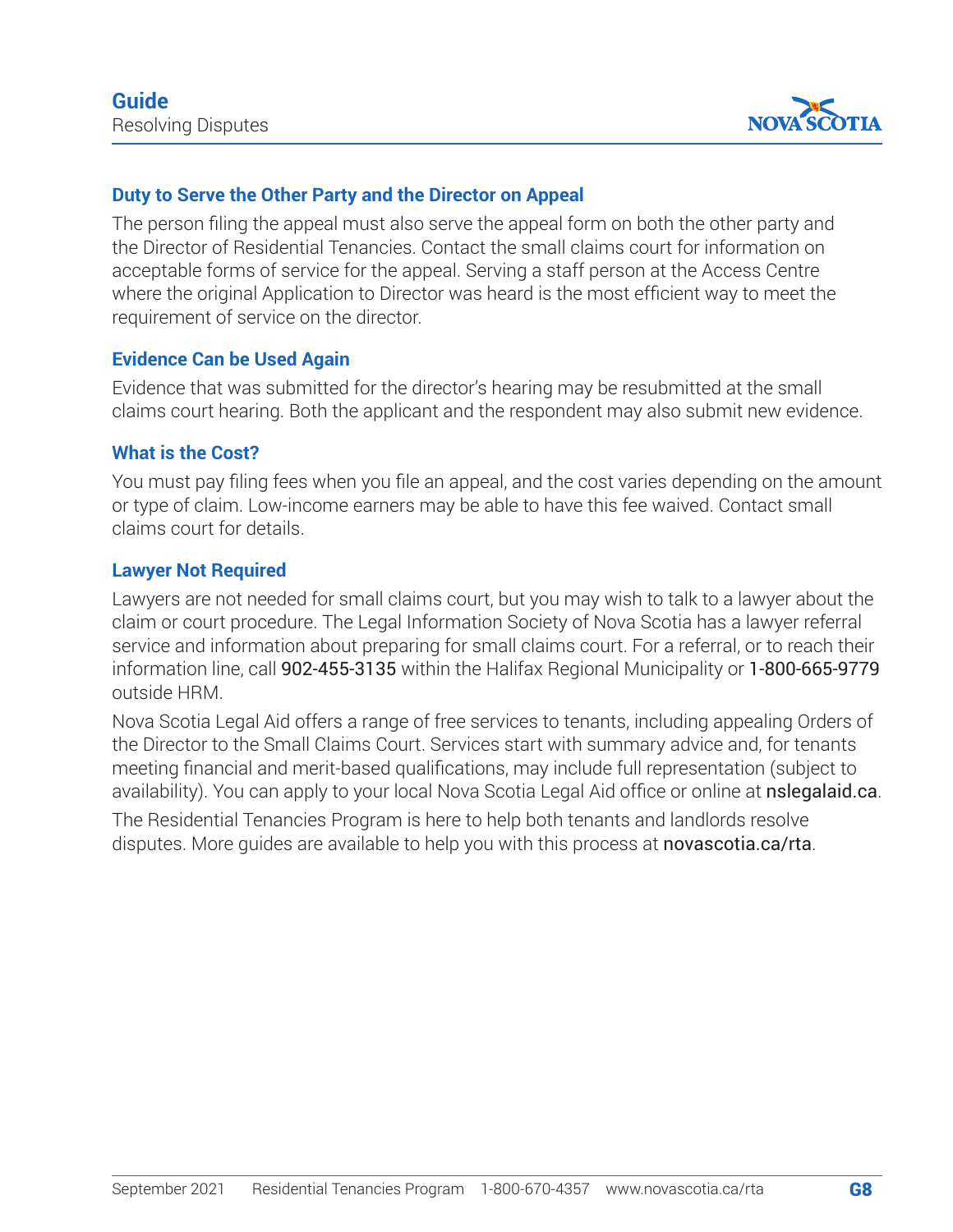## Duty to Serve the Other Party and the Director on Appeal

The person filing the appeal must also serve the appeal form on both the other party and the Director of Residential Tenancies. Contact the small claims court for information on acceptable forms of service for the appeal. Serving a staff person at the Access Centre where the original Application to Director was heard is the most efficient way to meet the requirement of service on the director.

## Evidence Can be Used Again

Evidence that was submitted for the director's hearing may be resubmitted at the small claims court hearing. Both the applicant and the respondent may also submit new evidence.

## What is the Cost?

You must pay filing fees when you file an appeal, and the cost varies depending on the amount or type of claim. Low-income earners may be able to have this fee waived. Contact small claims court for details.

## Lawyer Not Required

Lawyers are not needed for small claims court, but you may wish to talk to a lawyer about the claim or court procedure. The Legal Information Society of Nova Scotia has a lawyer referral service and information about preparing for small claims court. For a referral, or to reach their information line, call 902-455-3135 within the Halifax Regional Municipality or 1-800-665-9779 outside HRM.

Nova Scotia Legal Aid offers a range of free services to tenants, including appealing Orders of the Director to the Small Claims Court. Services start with summary advice and, for tenants meeting financial and merit-based qualifications, may include full representation (subject to availability). You can apply to your local Nova Scotia Legal Aid office or online at nslegalaid.ca.

The Residential Tenancies Program is here to help both tenants and landlords resolve disputes. More guides are available to help you with this process at novascotia.ca/rta.